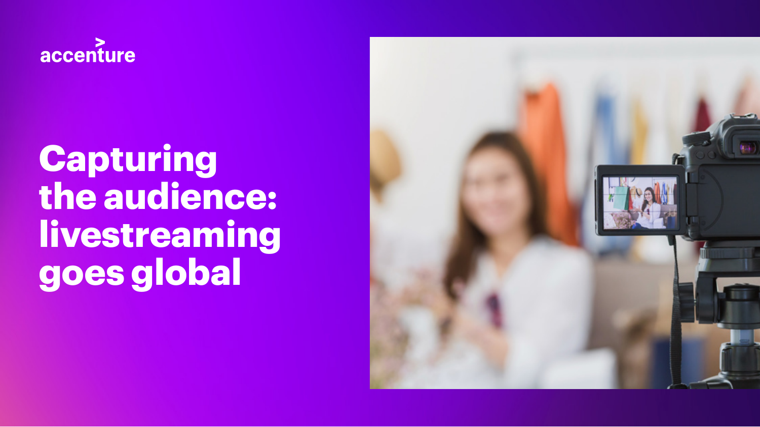accenture

# Capturing the audience: livestreaming goes global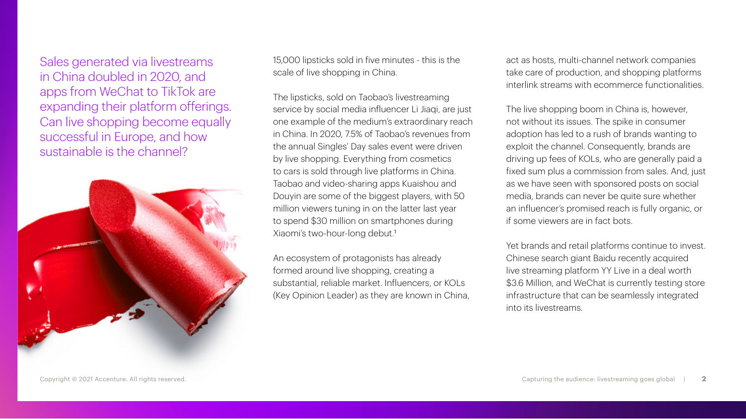Sales generated via livestreams in China doubled in 2020, and apps from WeChat to TikTok are expanding their platform offerings. Can live shopping become equally successful in Europe, and how sustainable is the channel?

15,000 lipsticks sold in five minutes - this is the scale of live shopping in China.

The lipsticks, sold on Taobao's livestreaming service by social media influencer Li Jiaqi, are just one example of the medium's extraordinary reach in China. In 2020, 7.5% of Taobao's revenues from the annual Singles' Day sales event were driven by live shopping. Everything from cosmetics to cars is sold through live platforms in China. Taobao and video-sharing apps Kuaishou and Douyin are some of the biggest players, with 50 million viewers tuning in on the latter last year to spend $30 million on smartphones during Xiaomi's two-hour-long debut.[1]

An ecosystem of protagonists has already formed around live shopping, creating a substantial, reliable market. Influencers, or KOLs (Key Opinion Leader) as they are known in China, act as hosts, multi-channel network companies take care of production, and shopping platforms interlink streams with ecommerce functionalities.

The live shopping boom in China is, however, not without its issues. The spike in consumer adoption has led to a rush of brands wanting to exploit the channel. Consequently, brands are driving up fees of KOLs, who are generally paid a fixed sum plus a commission from sales. And, just as we have seen with sponsored posts on social media, brands can never be quite sure whether an influencer's promised reach is fully organic, or if some viewers are in fact bots.

Yet brands and retail platforms continue to invest. Chinese search giant Baidu recently acquired live streaming platform YY Live in a deal worth $3.6 Million, and WeChat is currently testing store infrastructure that can be seamlessly integrated into its livestreams.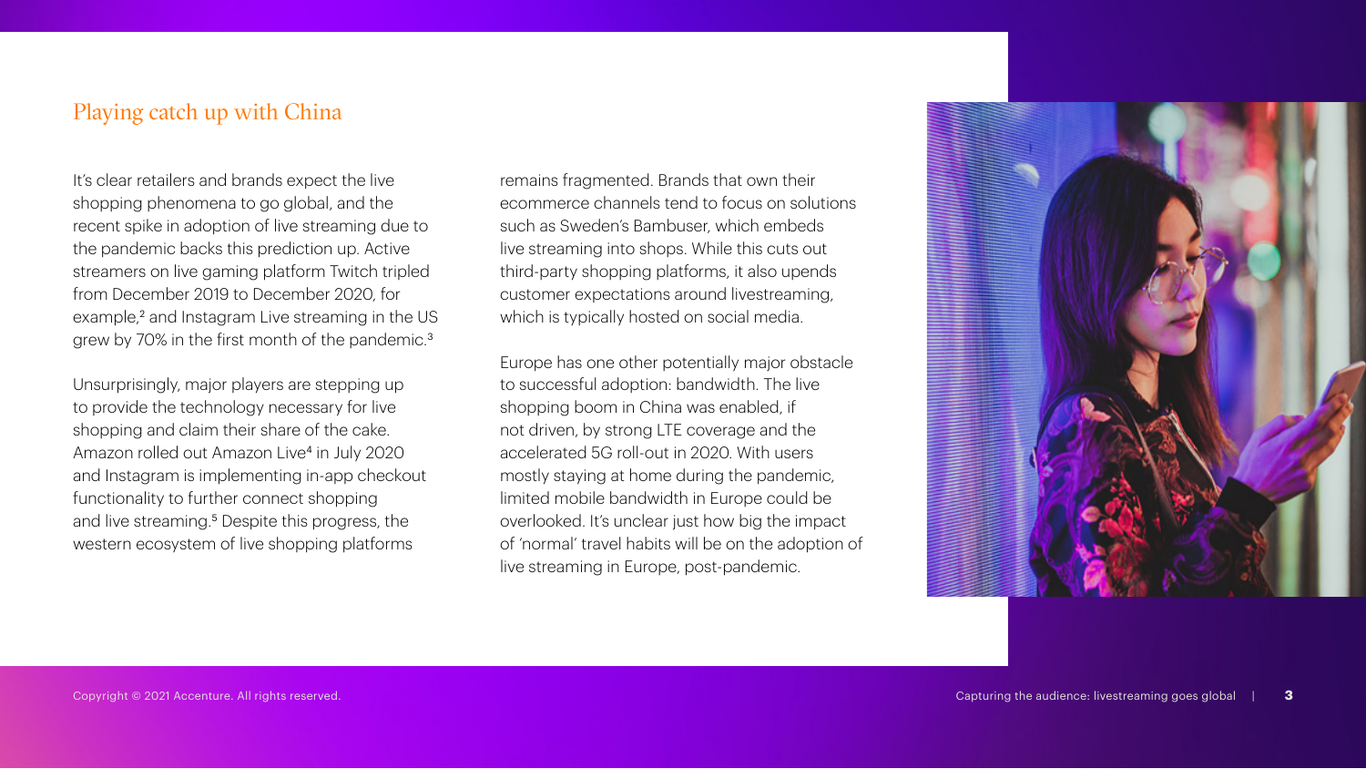## Playing catch up with China

It's clear retailers and brands expect the live shopping phenomena to go global, and the recent spike in adoption of live streaming due to the pandemic backs this prediction up. Active streamers on live gaming platform Twitch tripled from December 2019 to December 2020, for example,[2] and Instagram Live streaming in the US grew by 70% in the first month of the pandemic.[3]

Unsurprisingly, major players are stepping up to provide the technology necessary for live shopping and claim their share of the cake. Amazon rolled out Amazon Live[4] in July 2020 and Instagram is implementing in-app checkout functionality to further connect shopping and live streaming.[5] Despite this progress, the western ecosystem of live shopping platforms remains fragmented. Brands that own their ecommerce channels tend to focus on solutions such as Sweden's Bambuser, which embeds live streaming into shops. While this cuts out third-party shopping platforms, it also upends customer expectations around livestreaming, which is typically hosted on social media.

Europe has one other potentially major obstacle to successful adoption: bandwidth. The live shopping boom in China was enabled, if not driven, by strong LTE coverage and the accelerated 5G roll-out in 2020. With users mostly staying at home during the pandemic, limited mobile bandwidth in Europe could be overlooked. It's unclear just how big the impact of 'normal' travel habits will be on the adoption of live streaming in Europe, post-pandemic.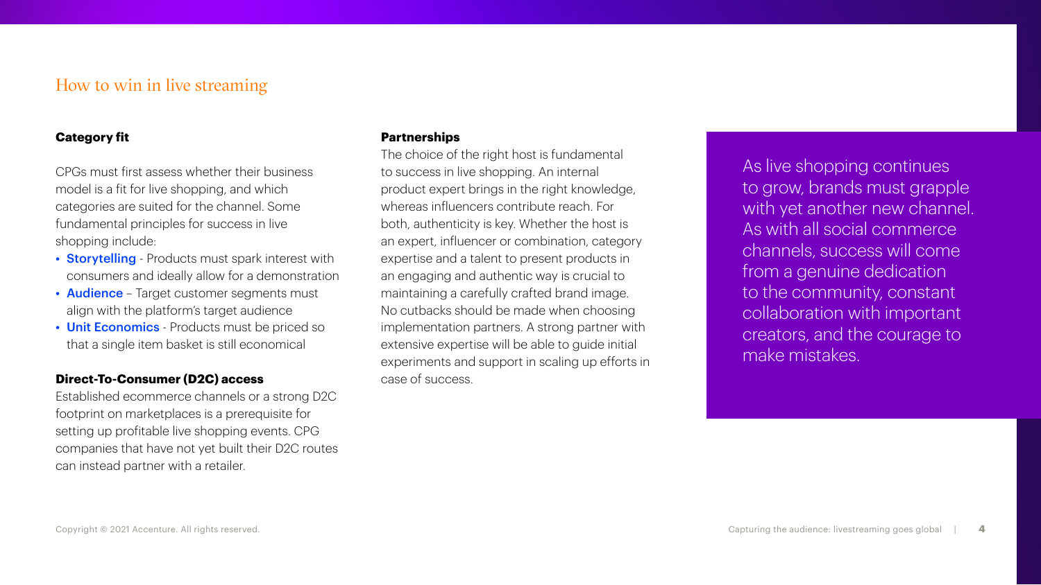## How to win in live streaming

**Category fit**

CPGs must first assess whether their business model is a fit for live shopping, and which categories are suited for the channel. Some fundamental principles for success in live shopping include:

- **Storytelling** - Products must spark interest with consumers and ideally allow for a demonstration
- **Audience** – Target customer segments must align with the platform's target audience
- **Unit Economics** - Products must be priced so that a single item basket is still economical

**Direct-To-Consumer (D2C) access**

Established ecommerce channels or a strong D2C footprint on marketplaces is a prerequisite for setting up profitable live shopping events. CPG companies that have not yet built their D2C routes can instead partner with a retailer.

**Partnerships**

The choice of the right host is fundamental to success in live shopping. An internal product expert brings in the right knowledge, whereas influencers contribute reach. For both, authenticity is key. Whether the host is an expert, influencer or combination, category expertise and a talent to present products in an engaging and authentic way is crucial to maintaining a carefully crafted brand image. No cutbacks should be made when choosing implementation partners. A strong partner with extensive expertise will be able to guide initial experiments and support in scaling up efforts in case of success.

As live shopping continues to grow, brands must grapple with yet another new channel. As with all social commerce channels, success will come from a genuine dedication to the community, constant collaboration with important creators, and the courage to make mistakes.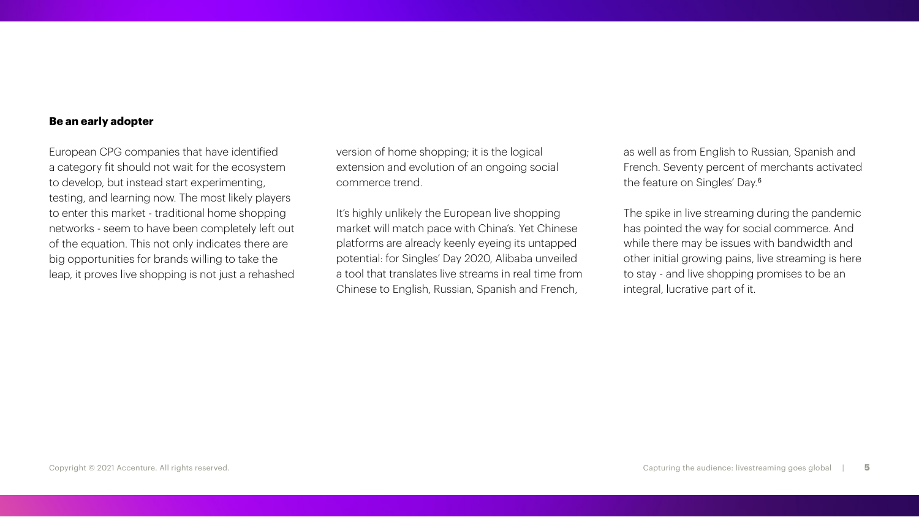**Be an early adopter**

European CPG companies that have identified a category fit should not wait for the ecosystem to develop, but instead start experimenting, testing, and learning now. The most likely players to enter this market - traditional home shopping networks - seem to have been completely left out of the equation. This not only indicates there are big opportunities for brands willing to take the leap, it proves live shopping is not just a rehashed version of home shopping; it is the logical extension and evolution of an ongoing social commerce trend.

It's highly unlikely the European live shopping market will match pace with China's. Yet Chinese platforms are already keenly eyeing its untapped potential: for Singles' Day 2020, Alibaba unveiled a tool that translates live streams in real time from Chinese to English, Russian, Spanish and French, as well as from English to Russian, Spanish and French. Seventy percent of merchants activated the feature on Singles' Day.[6]

The spike in live streaming during the pandemic has pointed the way for social commerce. And while there may be issues with bandwidth and other initial growing pains, live streaming is here to stay - and live shopping promises to be an integral, lucrative part of it.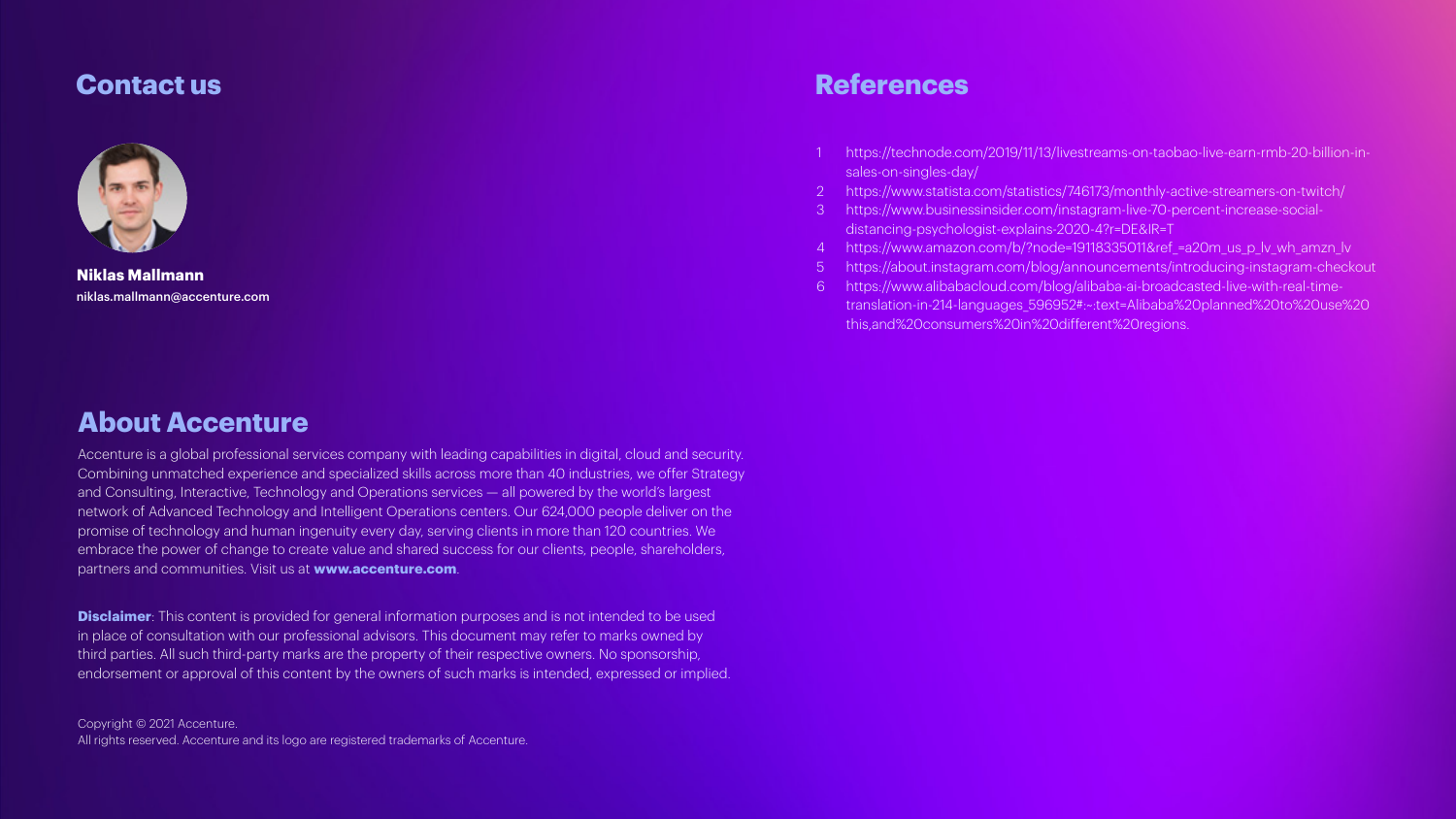## Contact us

**Niklas Mallmann**
niklas.mallmann@accenture.com

## References

1. https://technode.com/2019/11/13/livestreams-on-taobao-live-earn-rmb-20-billion-in-sales-on-singles-day/
2. https://www.statista.com/statistics/746173/monthly-active-streamers-on-twitch/
3. https://www.businessinsider.com/instagram-live-70-percent-increase-social-distancing-psychologist-explains-2020-4?r=DE&IR=T
4. https://www.amazon.com/b/?node=19118335011&ref_=a20m_us_p_lv_wh_amzn_lv
5. https://about.instagram.com/blog/announcements/introducing-instagram-checkout
6. https://www.alibabacloud.com/blog/alibaba-ai-broadcasted-live-with-real-time-translation-in-214-languages_596952#:~:text=Alibaba%20planned%20to%20use%20this,and%20consumers%20in%20different%20regions.

## About Accenture

Accenture is a global professional services company with leading capabilities in digital, cloud and security. Combining unmatched experience and specialized skills across more than 40 industries, we offer Strategy and Consulting, Interactive, Technology and Operations services — all powered by the world's largest network of Advanced Technology and Intelligent Operations centers. Our 624,000 people deliver on the promise of technology and human ingenuity every day, serving clients in more than 120 countries. We embrace the power of change to create value and shared success for our clients, people, shareholders, partners and communities. Visit us at **www.accenture.com**.

**Disclaimer**: This content is provided for general information purposes and is not intended to be used in place of consultation with our professional advisors. This document may refer to marks owned by third parties. All such third-party marks are the property of their respective owners. No sponsorship, endorsement or approval of this content by the owners of such marks is intended, expressed or implied.

Copyright © 2021 Accenture.
All rights reserved. Accenture and its logo are registered trademarks of Accenture.